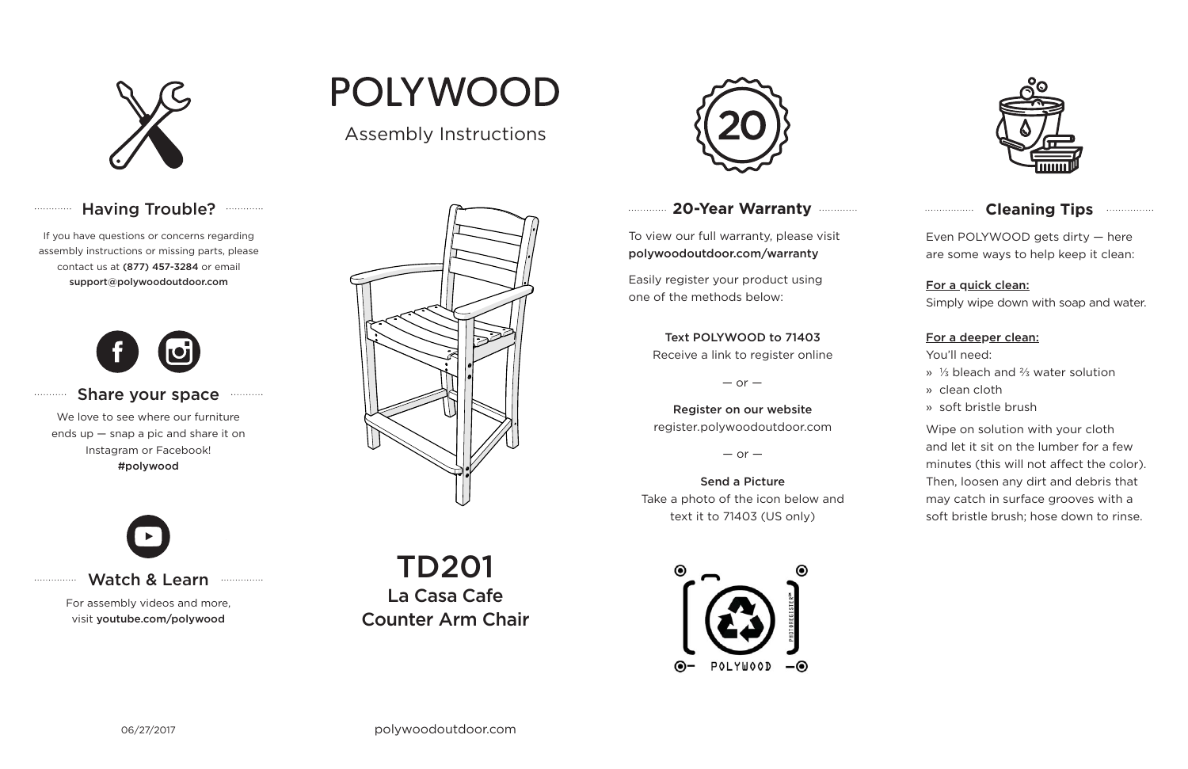# POLYWOOD

Assembly Instructions

## TD201
### La Casa Cafe Counter Arm Chair

## Having Trouble?

If you have questions or concerns regarding assembly instructions or missing parts, please contact us at **(877) 457-3284** or email **support@polywoodoutdoor.com**

## Share your space

We love to see where our furniture ends up — snap a pic and share it on Instagram or Facebook! **#polywood**

## Watch & Learn

For assembly videos and more, visit **youtube.com/polywood**

## 20-Year Warranty

To view our full warranty, please visit **polywoodoutdoor.com/warranty**

Easily register your product using one of the methods below:

**Text POLYWOOD to 71403**
Receive a link to register online

— or —

**Register on our website**
register.polywoodoutdoor.com

— or —

**Send a Picture**
Take a photo of the icon below and text it to 71403 (US only)

POLYWOOD

PHOTOREGISTER℠

## Cleaning Tips

Even POLYWOOD gets dirty — here are some ways to help keep it clean:

**For a quick clean:**
Simply wipe down with soap and water.

**For a deeper clean:**
You'll need:

- ⅓ bleach and ⅔ water solution
- clean cloth
- soft bristle brush

Wipe on solution with your cloth and let it sit on the lumber for a few minutes (this will not affect the color). Then, loosen any dirt and debris that may catch in surface grooves with a soft bristle brush; hose down to rinse.

06/27/2017

polywoodoutdoor.com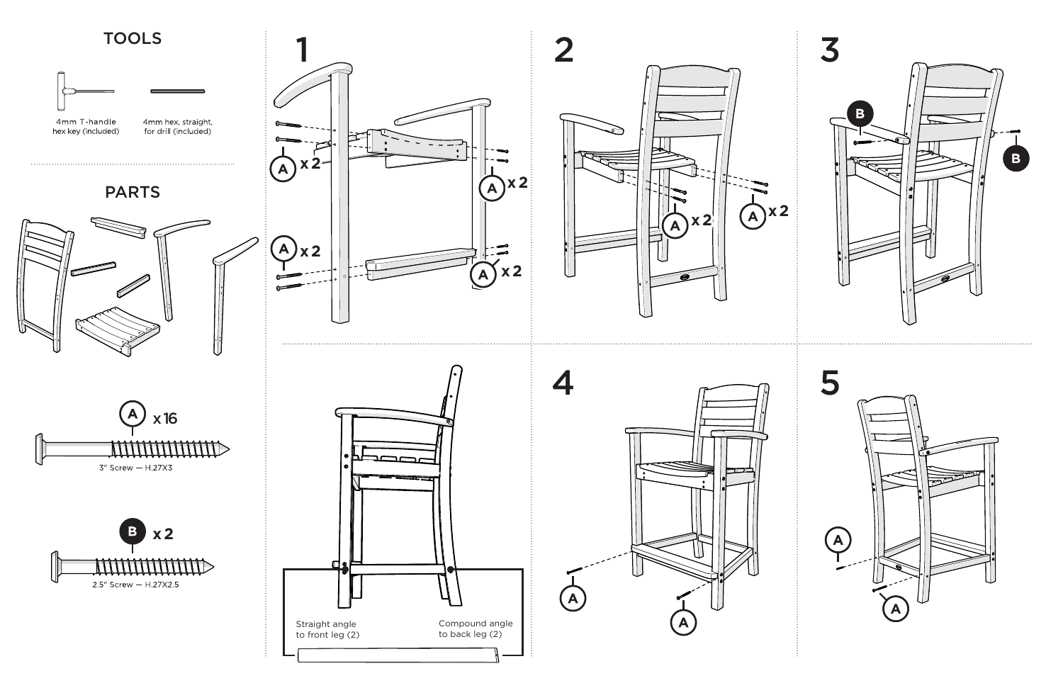## TOOLS

4mm T-handle hex key (included)

4mm hex, straight, for drill (included)

## PARTS

A x 16

3" Screw — H.27X3

B x 2

2.5" Screw — H.27X2.5

## 1

A x 2

A x 2

A x 2

A x 2

## 2

A x 2

A x 2

## 3

B

B

Straight angle to front leg (2)

Compound angle to back leg (2)

## 4

A

A

## 5

A

A